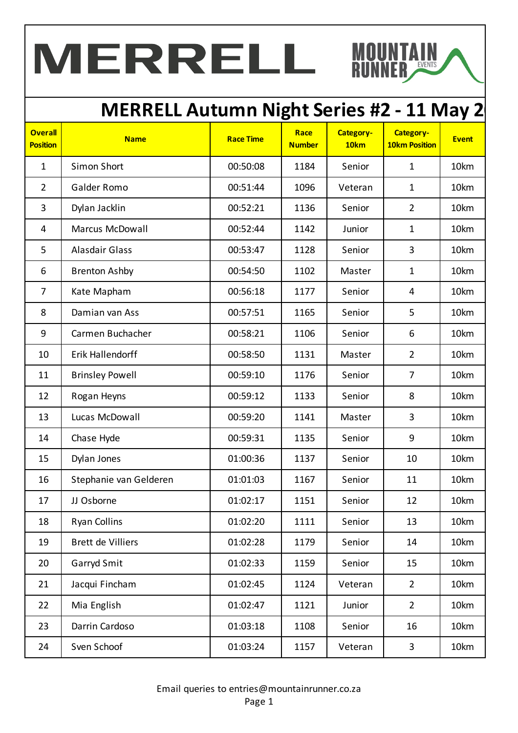# MERRELL Autumn Night Series #2 - 11 May 2

| Overall Position | Name | Race Time | Race Number | Category-10km | Category-10km Position | Event |
|---|---|---|---|---|---|---|
| 1 | Simon Short | 00:50:08 | 1184 | Senior | 1 | 10km |
| 2 | Galder Romo | 00:51:44 | 1096 | Veteran | 1 | 10km |
| 3 | Dylan Jacklin | 00:52:21 | 1136 | Senior | 2 | 10km |
| 4 | Marcus McDowall | 00:52:44 | 1142 | Junior | 1 | 10km |
| 5 | Alasdair Glass | 00:53:47 | 1128 | Senior | 3 | 10km |
| 6 | Brenton Ashby | 00:54:50 | 1102 | Master | 1 | 10km |
| 7 | Kate Mapham | 00:56:18 | 1177 | Senior | 4 | 10km |
| 8 | Damian van Ass | 00:57:51 | 1165 | Senior | 5 | 10km |
| 9 | Carmen Buchacher | 00:58:21 | 1106 | Senior | 6 | 10km |
| 10 | Erik Hallendorff | 00:58:50 | 1131 | Master | 2 | 10km |
| 11 | Brinsley Powell | 00:59:10 | 1176 | Senior | 7 | 10km |
| 12 | Rogan Heyns | 00:59:12 | 1133 | Senior | 8 | 10km |
| 13 | Lucas McDowall | 00:59:20 | 1141 | Master | 3 | 10km |
| 14 | Chase Hyde | 00:59:31 | 1135 | Senior | 9 | 10km |
| 15 | Dylan Jones | 01:00:36 | 1137 | Senior | 10 | 10km |
| 16 | Stephanie van Gelderen | 01:01:03 | 1167 | Senior | 11 | 10km |
| 17 | JJ Osborne | 01:02:17 | 1151 | Senior | 12 | 10km |
| 18 | Ryan Collins | 01:02:20 | 1111 | Senior | 13 | 10km |
| 19 | Brett de Villiers | 01:02:28 | 1179 | Senior | 14 | 10km |
| 20 | Garryd Smit | 01:02:33 | 1159 | Senior | 15 | 10km |
| 21 | Jacqui Fincham | 01:02:45 | 1124 | Veteran | 2 | 10km |
| 22 | Mia English | 01:02:47 | 1121 | Junior | 2 | 10km |
| 23 | Darrin Cardoso | 01:03:18 | 1108 | Senior | 16 | 10km |
| 24 | Sven Schoof | 01:03:24 | 1157 | Veteran | 3 | 10km |

Email queries to entries@mountainrunner.co.za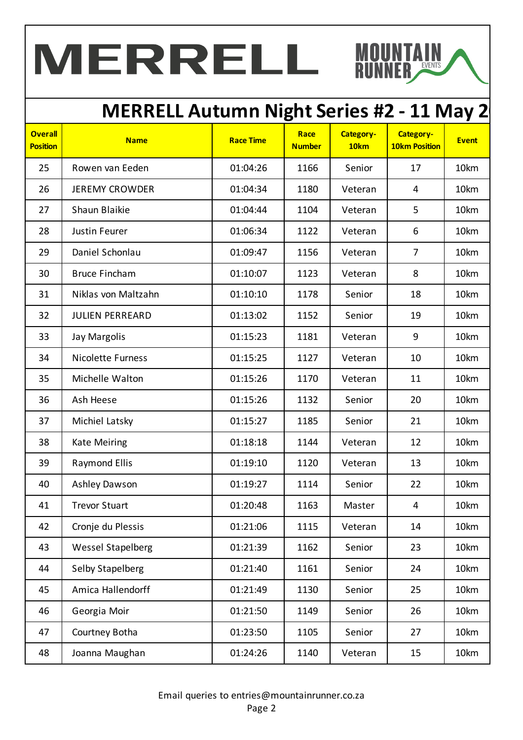MERRELL

MOUNTAIN RUNNER EVENTS

# MERRELL Autumn Night Series #2 - 11 May 2

| Overall Position | Name | Race Time | Race Number | Category-10km | Category-10km Position | Event |
|---|---|---|---|---|---|---|
| 25 | Rowen van Eeden | 01:04:26 | 1166 | Senior | 17 | 10km |
| 26 | JEREMY CROWDER | 01:04:34 | 1180 | Veteran | 4 | 10km |
| 27 | Shaun Blaikie | 01:04:44 | 1104 | Veteran | 5 | 10km |
| 28 | Justin Feurer | 01:06:34 | 1122 | Veteran | 6 | 10km |
| 29 | Daniel Schonlau | 01:09:47 | 1156 | Veteran | 7 | 10km |
| 30 | Bruce Fincham | 01:10:07 | 1123 | Veteran | 8 | 10km |
| 31 | Niklas von Maltzahn | 01:10:10 | 1178 | Senior | 18 | 10km |
| 32 | JULIEN PERREARD | 01:13:02 | 1152 | Senior | 19 | 10km |
| 33 | Jay Margolis | 01:15:23 | 1181 | Veteran | 9 | 10km |
| 34 | Nicolette Furness | 01:15:25 | 1127 | Veteran | 10 | 10km |
| 35 | Michelle Walton | 01:15:26 | 1170 | Veteran | 11 | 10km |
| 36 | Ash Heese | 01:15:26 | 1132 | Senior | 20 | 10km |
| 37 | Michiel Latsky | 01:15:27 | 1185 | Senior | 21 | 10km |
| 38 | Kate Meiring | 01:18:18 | 1144 | Veteran | 12 | 10km |
| 39 | Raymond Ellis | 01:19:10 | 1120 | Veteran | 13 | 10km |
| 40 | Ashley Dawson | 01:19:27 | 1114 | Senior | 22 | 10km |
| 41 | Trevor Stuart | 01:20:48 | 1163 | Master | 4 | 10km |
| 42 | Cronje du Plessis | 01:21:06 | 1115 | Veteran | 14 | 10km |
| 43 | Wessel Stapelberg | 01:21:39 | 1162 | Senior | 23 | 10km |
| 44 | Selby Stapelberg | 01:21:40 | 1161 | Senior | 24 | 10km |
| 45 | Amica Hallendorff | 01:21:49 | 1130 | Senior | 25 | 10km |
| 46 | Georgia Moir | 01:21:50 | 1149 | Senior | 26 | 10km |
| 47 | Courtney Botha | 01:23:50 | 1105 | Senior | 27 | 10km |
| 48 | Joanna Maughan | 01:24:26 | 1140 | Veteran | 15 | 10km |

Email queries to entries@mountainrunner.co.za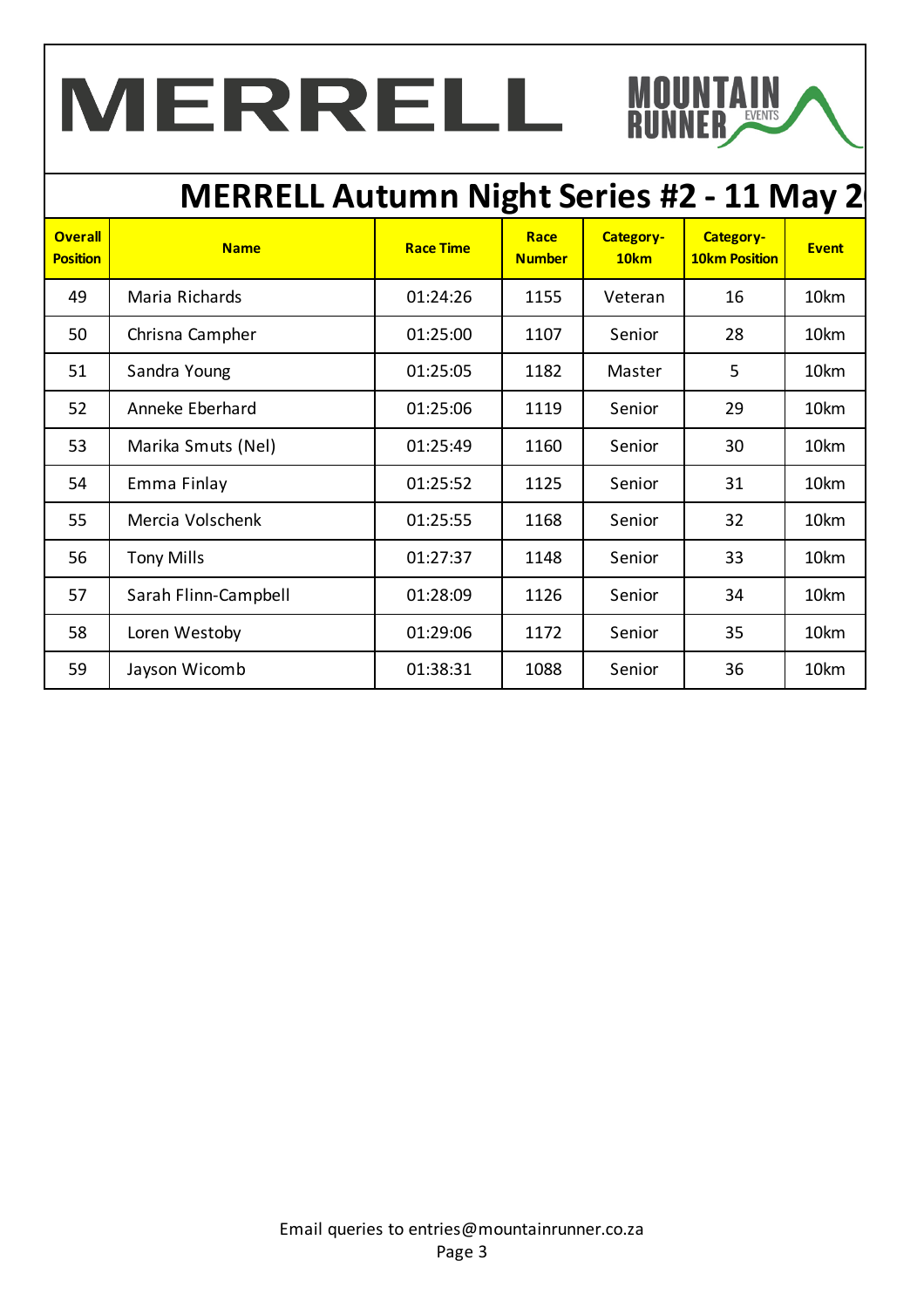# MERRELL Autumn Night Series #2 - 11 May 2

| Overall Position | Name | Race Time | Race Number | Category-10km | Category-10km Position | Event |
|---|---|---|---|---|---|---|
| 49 | Maria Richards | 01:24:26 | 1155 | Veteran | 16 | 10km |
| 50 | Chrisna Campher | 01:25:00 | 1107 | Senior | 28 | 10km |
| 51 | Sandra Young | 01:25:05 | 1182 | Master | 5 | 10km |
| 52 | Anneke Eberhard | 01:25:06 | 1119 | Senior | 29 | 10km |
| 53 | Marika Smuts (Nel) | 01:25:49 | 1160 | Senior | 30 | 10km |
| 54 | Emma Finlay | 01:25:52 | 1125 | Senior | 31 | 10km |
| 55 | Mercia Volschenk | 01:25:55 | 1168 | Senior | 32 | 10km |
| 56 | Tony Mills | 01:27:37 | 1148 | Senior | 33 | 10km |
| 57 | Sarah Flinn-Campbell | 01:28:09 | 1126 | Senior | 34 | 10km |
| 58 | Loren Westoby | 01:29:06 | 1172 | Senior | 35 | 10km |
| 59 | Jayson Wicomb | 01:38:31 | 1088 | Senior | 36 | 10km |

Email queries to entries@mountainrunner.co.za